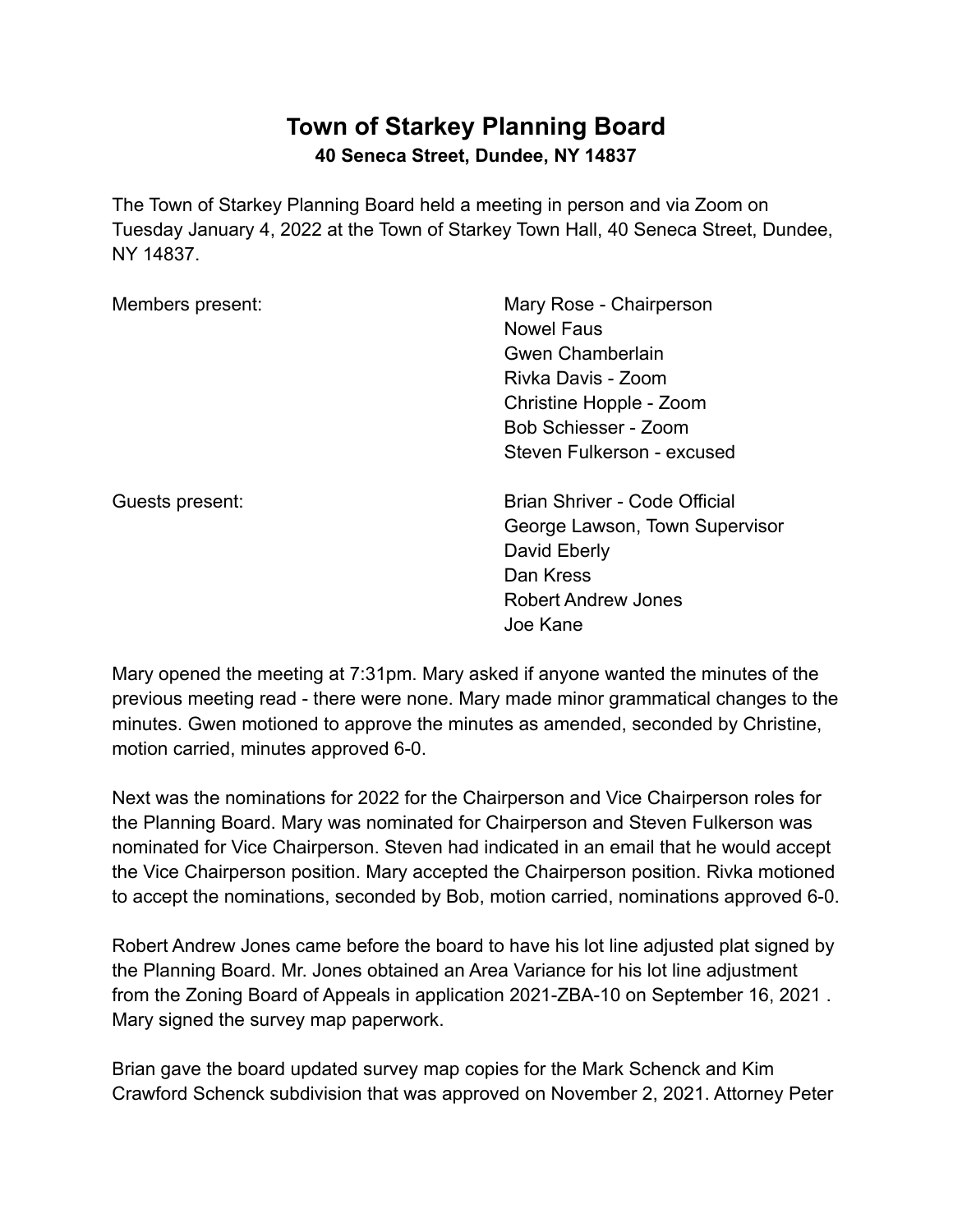# Town of Starkey Planning Board

**40 Seneca Street, Dundee, NY 14837**

The Town of Starkey Planning Board held a meeting in person and via Zoom on Tuesday January 4, 2022 at the Town of Starkey Town Hall, 40 Seneca Street, Dundee, NY 14837.

Members present:

- Mary Rose - Chairperson
- Nowel Faus
- Gwen Chamberlain
- Rivka Davis - Zoom
- Christine Hopple - Zoom
- Bob Schiesser - Zoom
- Steven Fulkerson - excused

Guests present:

- Brian Shriver - Code Official
- George Lawson, Town Supervisor
- David Eberly
- Dan Kress
- Robert Andrew Jones
- Joe Kane

Mary opened the meeting at 7:31pm. Mary asked if anyone wanted the minutes of the previous meeting read - there were none. Mary made minor grammatical changes to the minutes. Gwen motioned to approve the minutes as amended, seconded by Christine, motion carried, minutes approved 6-0.

Next was the nominations for 2022 for the Chairperson and Vice Chairperson roles for the Planning Board. Mary was nominated for Chairperson and Steven Fulkerson was nominated for Vice Chairperson. Steven had indicated in an email that he would accept the Vice Chairperson position. Mary accepted the Chairperson position. Rivka motioned to accept the nominations, seconded by Bob, motion carried, nominations approved 6-0.

Robert Andrew Jones came before the board to have his lot line adjusted plat signed by the Planning Board. Mr. Jones obtained an Area Variance for his lot line adjustment from the Zoning Board of Appeals in application 2021-ZBA-10 on September 16, 2021 . Mary signed the survey map paperwork.

Brian gave the board updated survey map copies for the Mark Schenck and Kim Crawford Schenck subdivision that was approved on November 2, 2021. Attorney Peter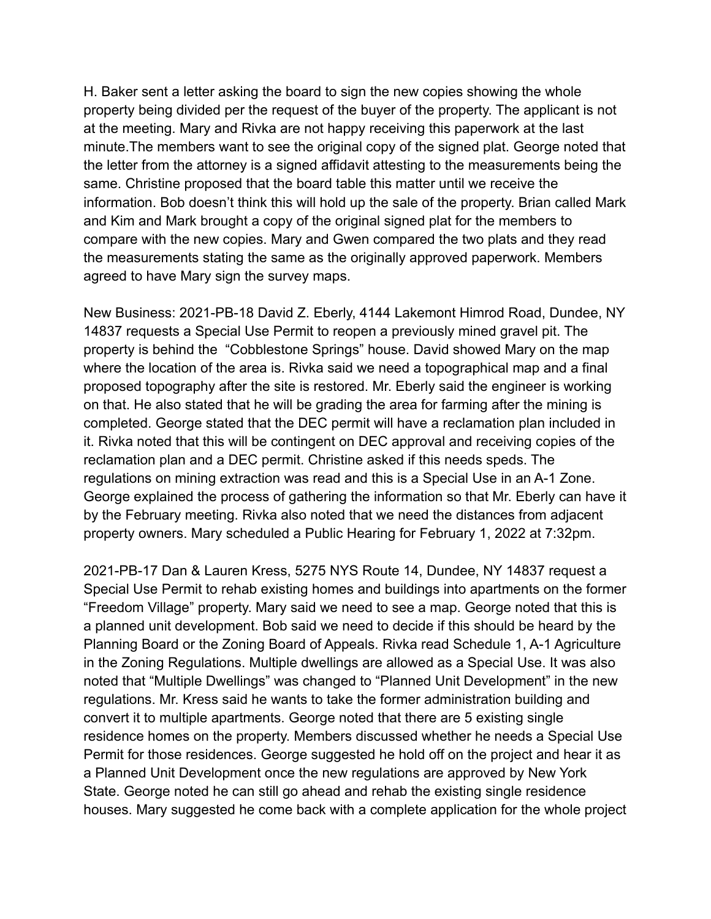H. Baker sent a letter asking the board to sign the new copies showing the whole property being divided per the request of the buyer of the property. The applicant is not at the meeting. Mary and Rivka are not happy receiving this paperwork at the last minute.The members want to see the original copy of the signed plat. George noted that the letter from the attorney is a signed affidavit attesting to the measurements being the same. Christine proposed that the board table this matter until we receive the information. Bob doesn't think this will hold up the sale of the property. Brian called Mark and Kim and Mark brought a copy of the original signed plat for the members to compare with the new copies. Mary and Gwen compared the two plats and they read the measurements stating the same as the originally approved paperwork. Members agreed to have Mary sign the survey maps.

New Business: 2021-PB-18 David Z. Eberly, 4144 Lakemont Himrod Road, Dundee, NY 14837 requests a Special Use Permit to reopen a previously mined gravel pit. The property is behind the "Cobblestone Springs" house. David showed Mary on the map where the location of the area is. Rivka said we need a topographical map and a final proposed topography after the site is restored. Mr. Eberly said the engineer is working on that. He also stated that he will be grading the area for farming after the mining is completed. George stated that the DEC permit will have a reclamation plan included in it. Rivka noted that this will be contingent on DEC approval and receiving copies of the reclamation plan and a DEC permit. Christine asked if this needs speds. The regulations on mining extraction was read and this is a Special Use in an A-1 Zone. George explained the process of gathering the information so that Mr. Eberly can have it by the February meeting. Rivka also noted that we need the distances from adjacent property owners. Mary scheduled a Public Hearing for February 1, 2022 at 7:32pm.

2021-PB-17 Dan & Lauren Kress, 5275 NYS Route 14, Dundee, NY 14837 request a Special Use Permit to rehab existing homes and buildings into apartments on the former "Freedom Village" property. Mary said we need to see a map. George noted that this is a planned unit development. Bob said we need to decide if this should be heard by the Planning Board or the Zoning Board of Appeals. Rivka read Schedule 1, A-1 Agriculture in the Zoning Regulations. Multiple dwellings are allowed as a Special Use. It was also noted that "Multiple Dwellings" was changed to "Planned Unit Development" in the new regulations. Mr. Kress said he wants to take the former administration building and convert it to multiple apartments. George noted that there are 5 existing single residence homes on the property. Members discussed whether he needs a Special Use Permit for those residences. George suggested he hold off on the project and hear it as a Planned Unit Development once the new regulations are approved by New York State. George noted he can still go ahead and rehab the existing single residence houses. Mary suggested he come back with a complete application for the whole project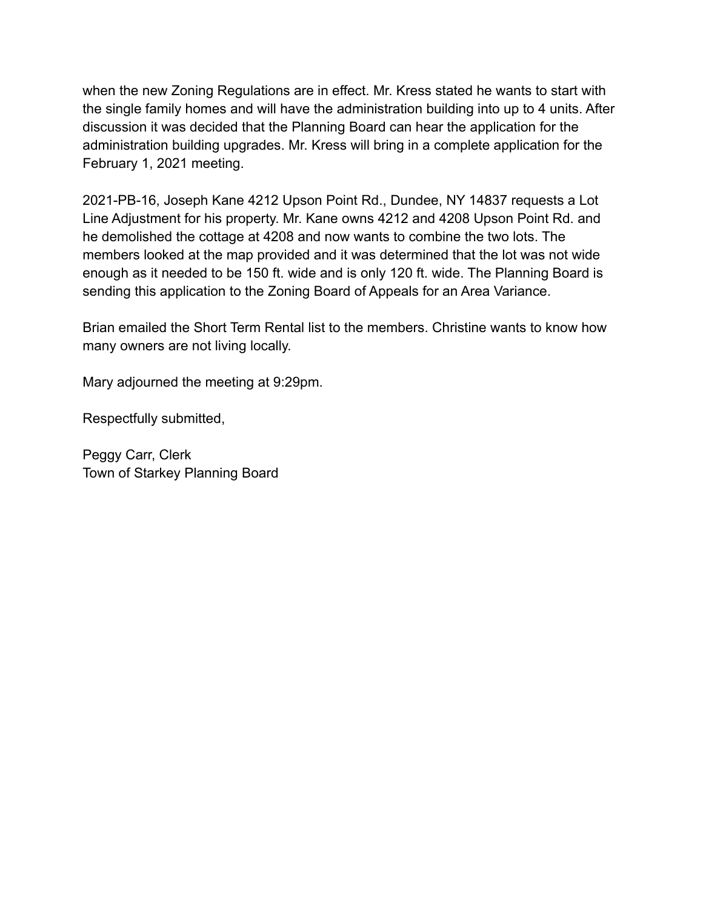when the new Zoning Regulations are in effect. Mr. Kress stated he wants to start with the single family homes and will have the administration building into up to 4 units. After discussion it was decided that the Planning Board can hear the application for the administration building upgrades. Mr. Kress will bring in a complete application for the February 1, 2021 meeting.

2021-PB-16, Joseph Kane 4212 Upson Point Rd., Dundee, NY 14837 requests a Lot Line Adjustment for his property. Mr. Kane owns 4212 and 4208 Upson Point Rd. and he demolished the cottage at 4208 and now wants to combine the two lots. The members looked at the map provided and it was determined that the lot was not wide enough as it needed to be 150 ft. wide and is only 120 ft. wide. The Planning Board is sending this application to the Zoning Board of Appeals for an Area Variance.

Brian emailed the Short Term Rental list to the members. Christine wants to know how many owners are not living locally.

Mary adjourned the meeting at 9:29pm.

Respectfully submitted,

Peggy Carr, Clerk
Town of Starkey Planning Board